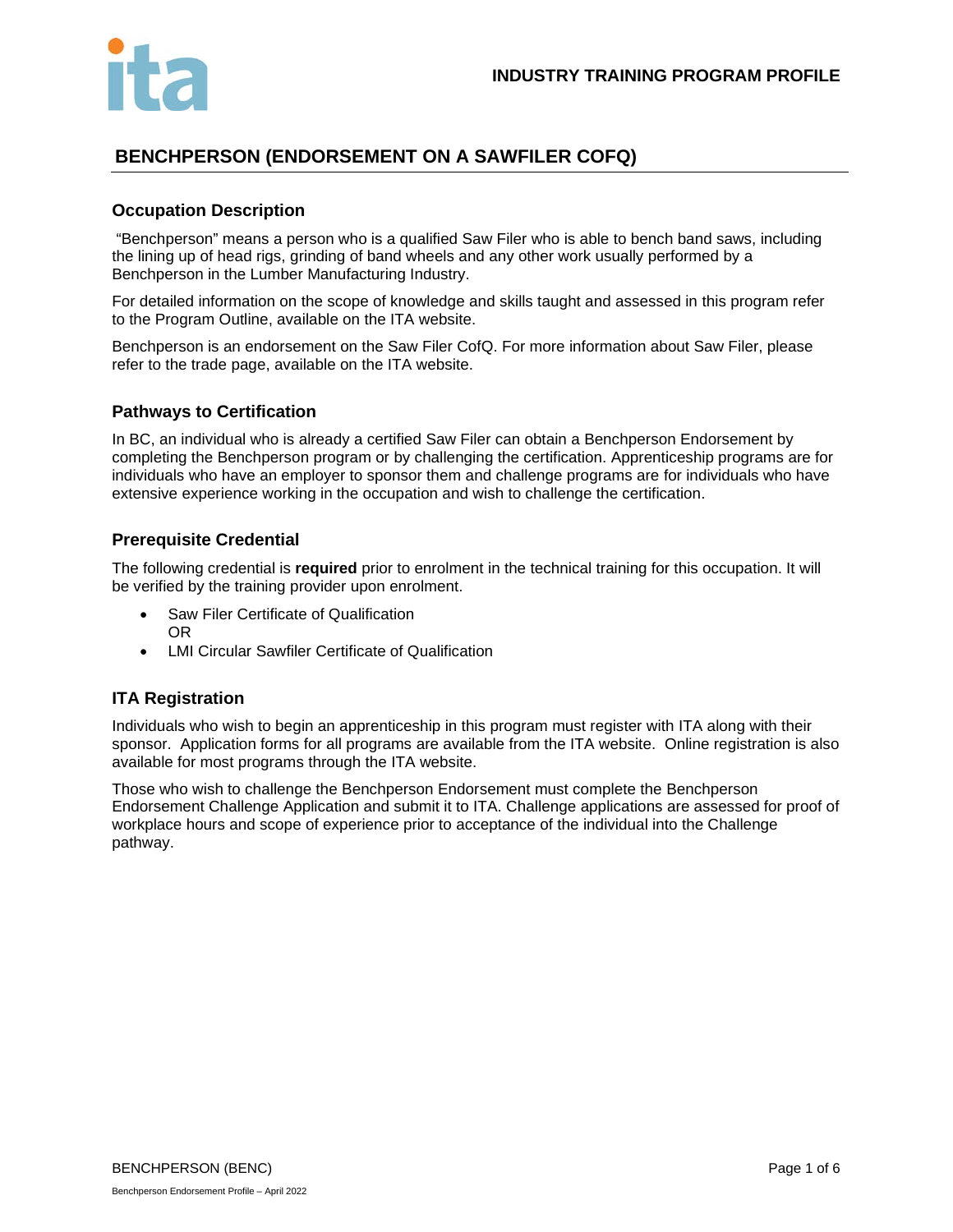INDUSTRY TRAINING PROGRAM PROFILE

# BENCHPERSON (ENDORSEMENT ON A SAWFILER COFQ)

## Occupation Description

"Benchperson" means a person who is a qualified Saw Filer who is able to bench band saws, including the lining up of head rigs, grinding of band wheels and any other work usually performed by a Benchperson in the Lumber Manufacturing Industry.

For detailed information on the scope of knowledge and skills taught and assessed in this program refer to the Program Outline, available on the ITA website.

Benchperson is an endorsement on the Saw Filer CofQ. For more information about Saw Filer, please refer to the trade page, available on the ITA website.

## Pathways to Certification

In BC, an individual who is already a certified Saw Filer can obtain a Benchperson Endorsement by completing the Benchperson program or by challenging the certification. Apprenticeship programs are for individuals who have an employer to sponsor them and challenge programs are for individuals who have extensive experience working in the occupation and wish to challenge the certification.

## Prerequisite Credential

The following credential is **required** prior to enrolment in the technical training for this occupation. It will be verified by the training provider upon enrolment.

- Saw Filer Certificate of Qualification
  OR
- LMI Circular Sawfiler Certificate of Qualification

## ITA Registration

Individuals who wish to begin an apprenticeship in this program must register with ITA along with their sponsor. Application forms for all programs are available from the ITA website. Online registration is also available for most programs through the ITA website.

Those who wish to challenge the Benchperson Endorsement must complete the Benchperson Endorsement Challenge Application and submit it to ITA. Challenge applications are assessed for proof of workplace hours and scope of experience prior to acceptance of the individual into the Challenge pathway.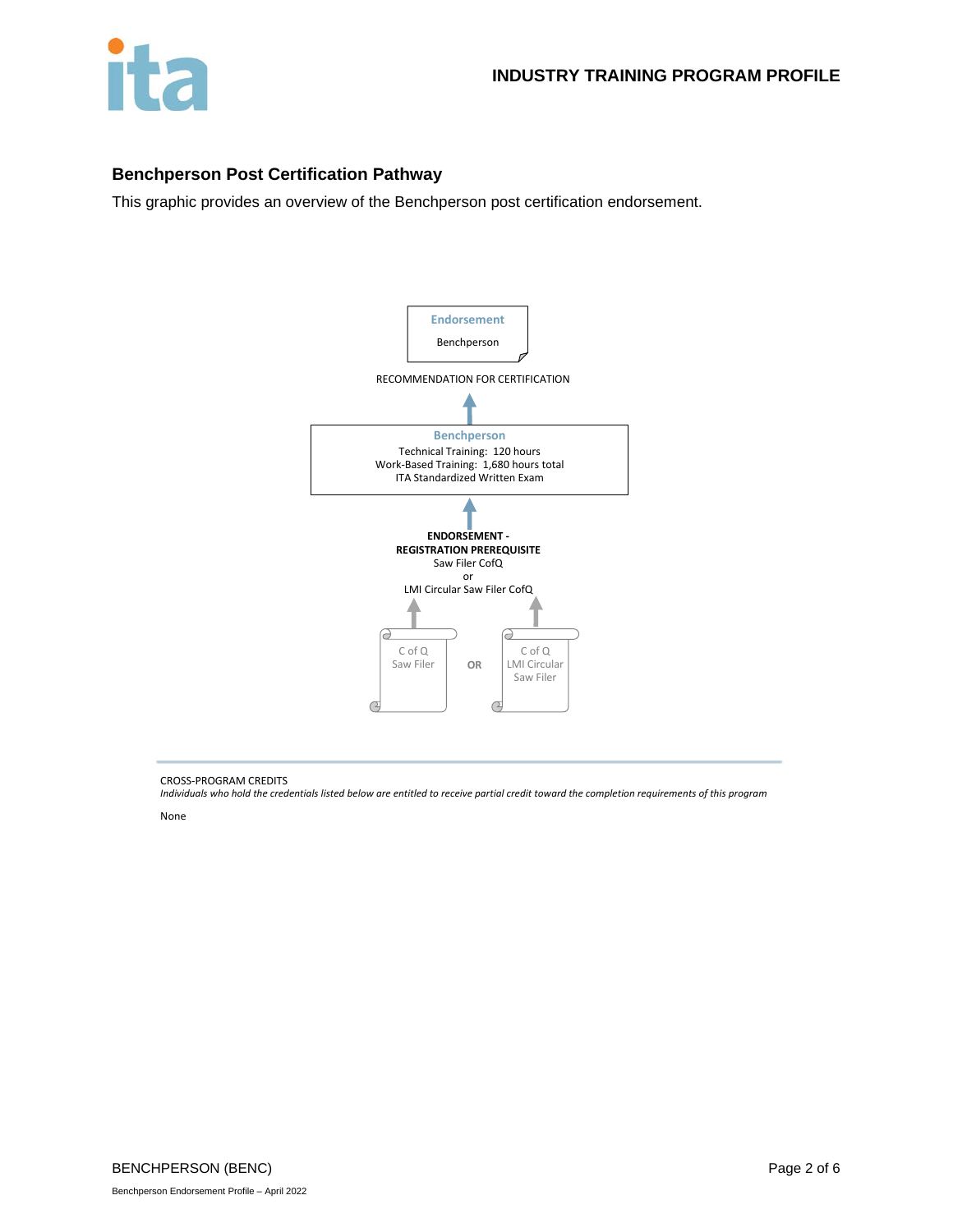## Benchpersen Post Certification Pathway

This graphic provides an overview of the Benchperson post certification endorsement.

**Endorsement**

Benchperson

RECOMMENDATION FOR CERTIFICATION

**Benchperson**

Technical Training: 120 hours

Work-Based Training: 1,680 hours total

ITA Standardized Written Exam

**ENDORSEMENT - REGISTRATION PREREQUISITE**

Saw Filer CofQ

or

LMI Circular Saw Filer CofQ

C of Q Saw Filer

OR

C of Q LMI Circular Saw Filer

CROSS-PROGRAM CREDITS

*Individuals who hold the credentials listed below are entitled to receive partial credit toward the completion requirements of this program*

None

## Benchperson Post Certification Pathway

This graphic provides an overview of the Benchperson post certification endorsement.

**Endorsement**

Benchperson

RECOMMENDATION FOR CERTIFICATION

**Benchperson**

Technical Training: 120 hours

Work-Based Training: 1,680 hours total

ITA Standardized Written Exam

**ENDORSEMENT - REGISTRATION PREREQUISITE**

Saw Filer CofQ

or

LMI Circular Saw Filer CofQ

C of Q Saw Filer

OR

C of Q LMI Circular Saw Filer

CROSS-PROGRAM CREDITS

*Individuals who hold the credentials listed below are entitled to receive partial credit toward the completion requirements of this program*

None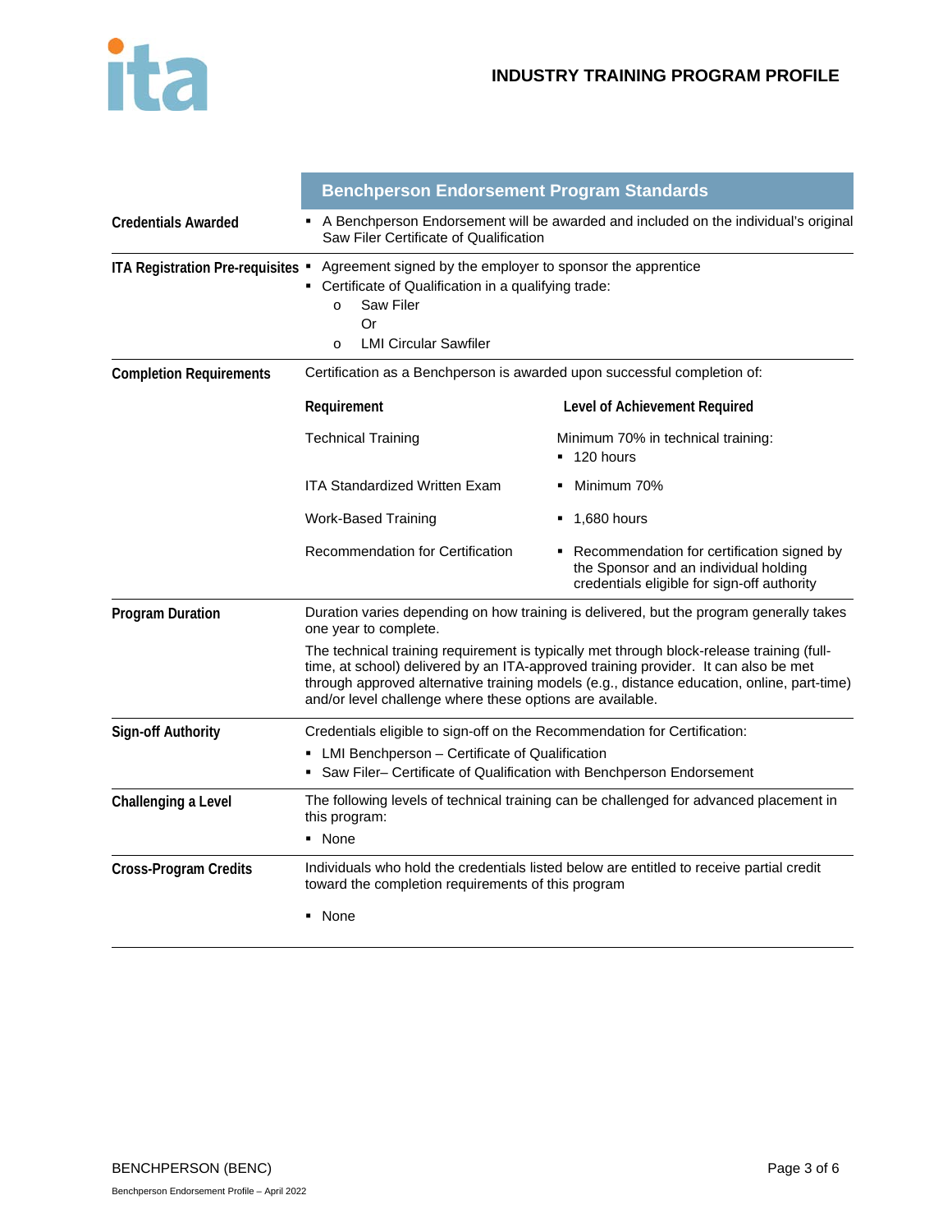## Benchpherson Endorsement Program Standards

**Credentials Awarded**

- A Benchperson Endorsement will be awarded and included on the individual's original Saw Filer Certificate of Qualification

**ITA Registration Pre-requisites**

- Agreement signed by the employer to sponsor the apprentice
- Certificate of Qualification in a qualifying trade:
  - Saw Filer
    Or
  - LMI Circular Sawfiler

**Completion Requirements**

Certification as a Benchperson is awarded upon successful completion of:

| Requirement | Level of Achievement Required |
|---|---|
| Technical Training | Minimum 70% in technical training:<br>▪ 120 hours |
| ITA Standardized Written Exam | ▪ Minimum 70% |
| Work-Based Training | ▪ 1,680 hours |
| Recommendation for Certification | ▪ Recommendation for certification signed by the Sponsor and an individual holding credentials eligible for sign-off authority |

**Program Duration**

Duration varies depending on how training is delivered, but the program generally takes one year to complete.

The technical training requirement is typically met through block-release training (full-time, at school) delivered by an ITA-approved training provider. It can also be met through approved alternative training models (e.g., distance education, online, part-time) and/or level challenge where these options are available.

**Sign-off Authority**

Credentials eligible to sign-off on the Recommendation for Certification:

- LMI Benchperson – Certificate of Qualification
- Saw Filer– Certificate of Qualification with Benchperson Endorsement

**Challenging a Level**

The following levels of technical training can be challenged for advanced placement in this program:

- None

**Cross-Program Credits**

Individuals who hold the credentials listed below are entitled to receive partial credit toward the completion requirements of this program

- None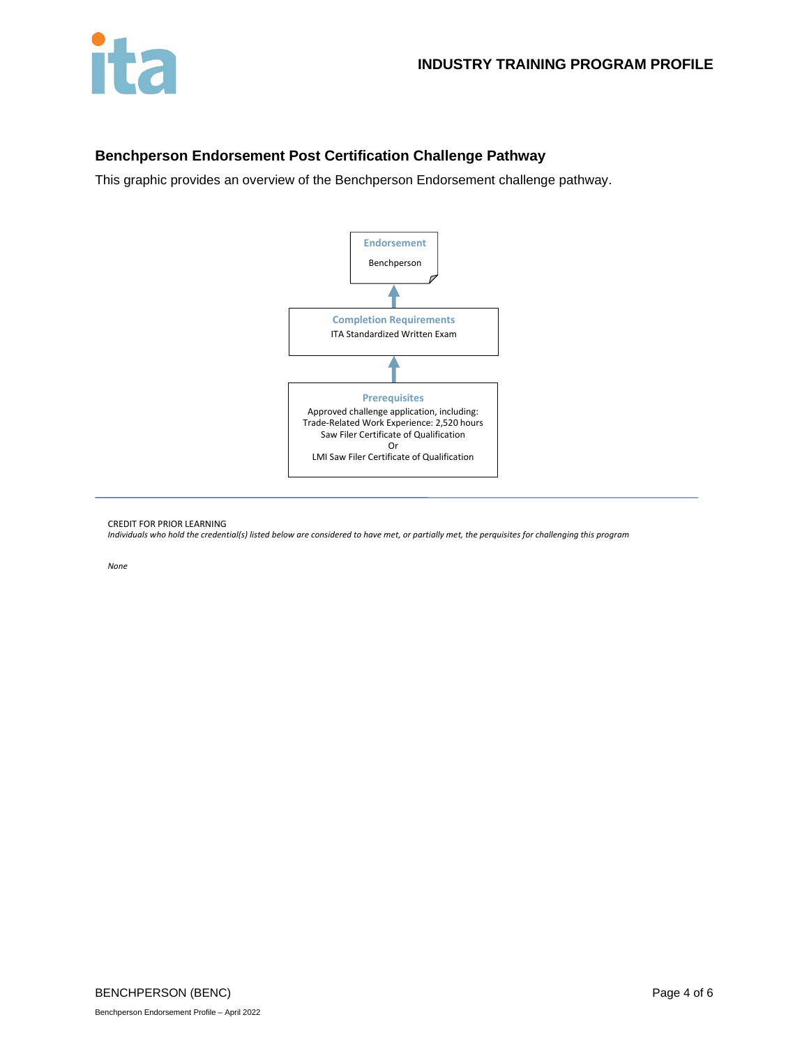## Benchpersons Endorsement Post Certification Challenge Pathway

This graphic provides an overview of the Benchperson Endorsement challenge pathway.

**Endorsement**

Benchperson

**Completion Requirements**

ITA Standardized Written Exam

**Prerequisites**

Approved challenge application, including:
Trade-Related Work Experience: 2,520 hours
Saw Filer Certificate of Qualification
Or
LMI Saw Filer Certificate of Qualification

---

CREDIT FOR PRIOR LEARNING

*Individuals who hold the credential(s) listed below are considered to have met, or partially met, the perquisites for challenging this program*

*None*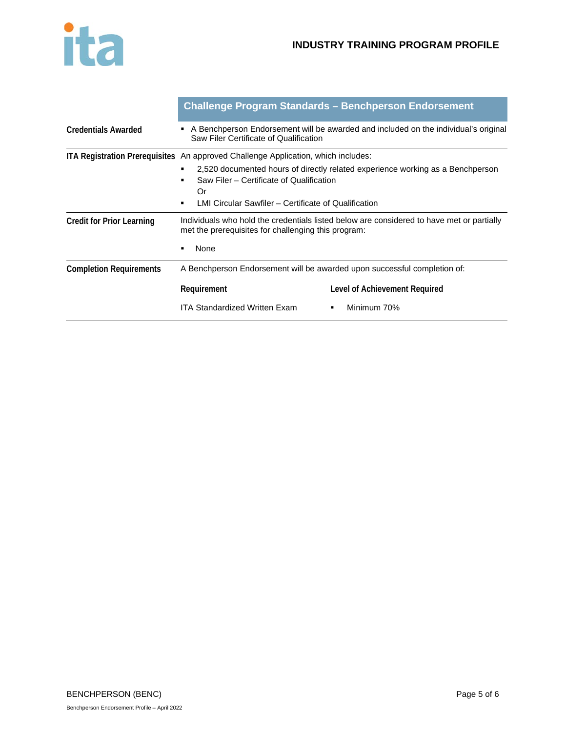## Challenge Program Standards – Benchperson Endorsement

**Credentials Awarded**

- A Benchperson Endorsement will be awarded and included on the individual's original Saw Filer Certificate of Qualification

**ITA Registration Prerequisites**

An approved Challenge Application, which includes:

- 2,520 documented hours of directly related experience working as a Benchperson
- Saw Filer – Certificate of Qualification

  Or
- LMI Circular Sawfiler – Certificate of Qualification

**Credit for Prior Learning**

Individuals who hold the credentials listed below are considered to have met or partially met the prerequisites for challenging this program:

- None

**Completion Requirements**

A Benchperson Endorsement will be awarded upon successful completion of:

| Requirement | Level of Achievement Required |
|---|---|
| ITA Standardized Written Exam | ▪ Minimum 70% |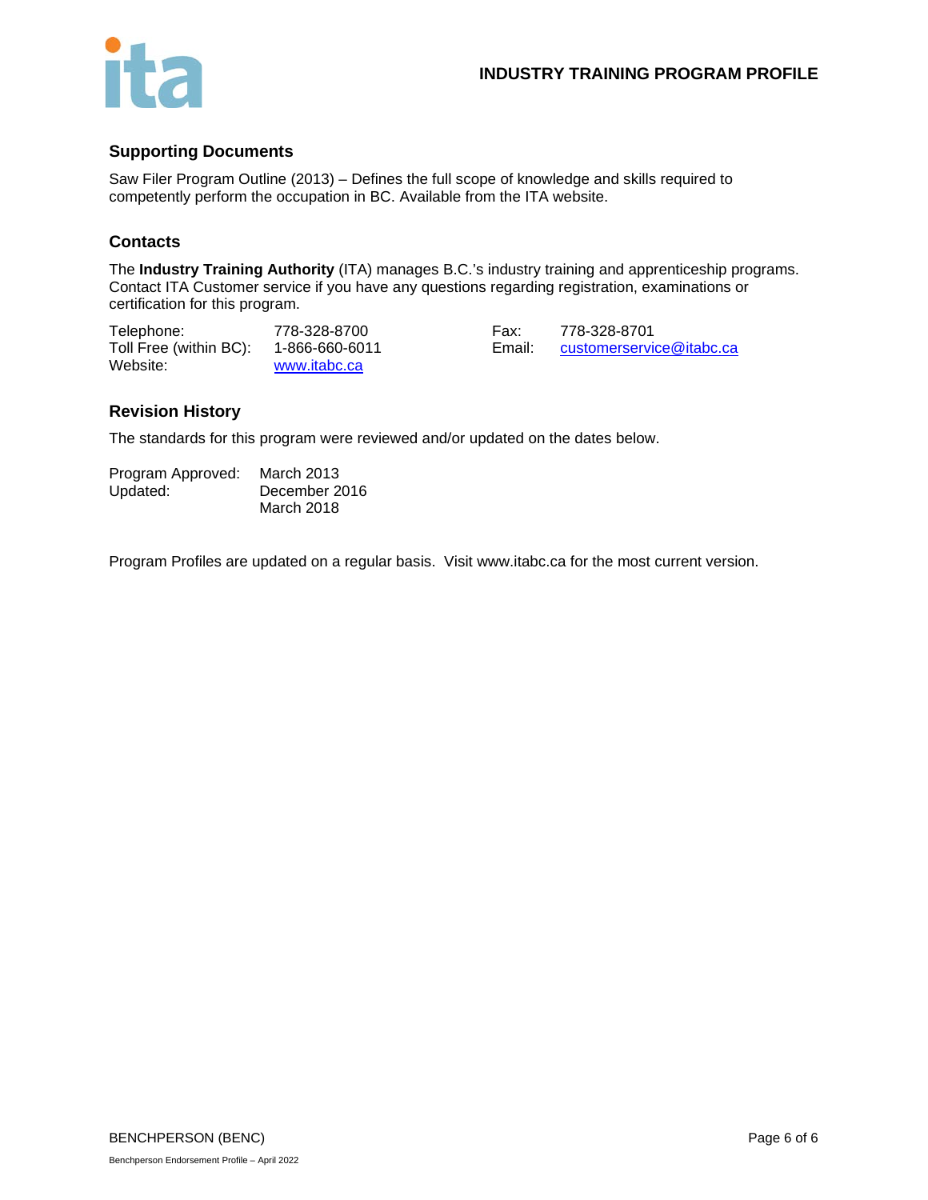## Supporting Documents

Saw Filer Program Outline (2013) – Defines the full scope of knowledge and skills required to competently perform the occupation in BC. Available from the ITA website.

## Contacts

The **Industry Training Authority** (ITA) manages B.C.'s industry training and apprenticeship programs. Contact ITA Customer service if you have any questions regarding registration, examinations or certification for this program.

| | | | |
|---|---|---|---|
| Telephone: | 778-328-8700 | Fax: | 778-328-8701 |
| Toll Free (within BC): | 1-866-660-6011 | Email: | customerservice@itabc.ca |
| Website: | www.itabc.ca | | |

## Revision History

The standards for this program were reviewed and/or updated on the dates below.

| | |
|---|---|
| Program Approved: | March 2013 |
| Updated: | December 2016 |
| | March 2018 |

Program Profiles are updated on a regular basis. Visit www.itabc.ca for the most current version.